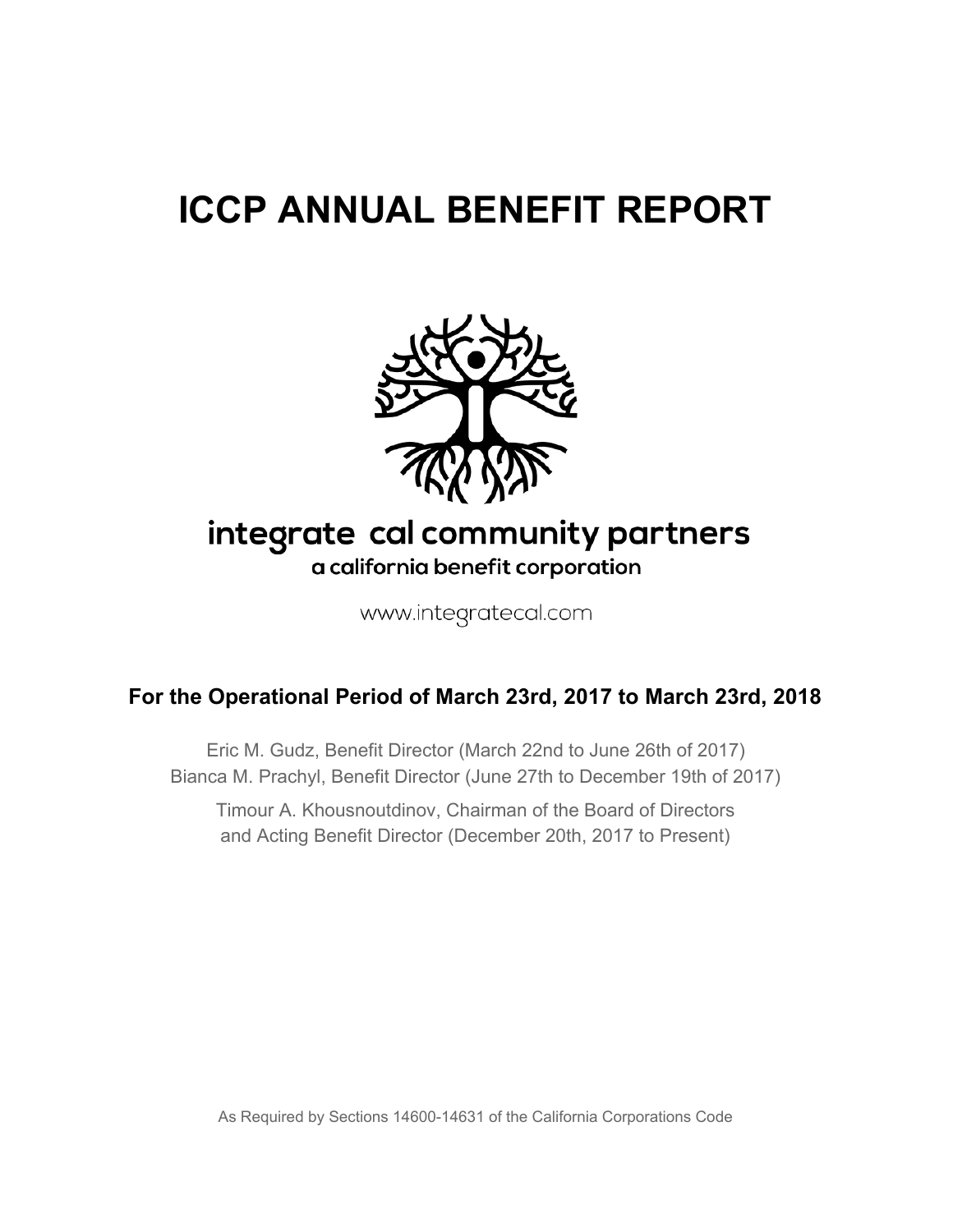# ICCP ANNUAL BENEFIT REPORT

integrate cal community partners

a california benefit corporation

www.integratecal.com

**For the Operational Period of March 23rd, 2017 to March 23rd, 2018**

Eric M. Gudz, Benefit Director (March 22nd to June 26th of 2017)
Bianca M. Prachyl, Benefit Director (June 27th to December 19th of 2017)

Timour A. Khousnoutdinov, Chairman of the Board of Directors
and Acting Benefit Director (December 20th, 2017 to Present)

As Required by Sections 14600-14631 of the California Corporations Code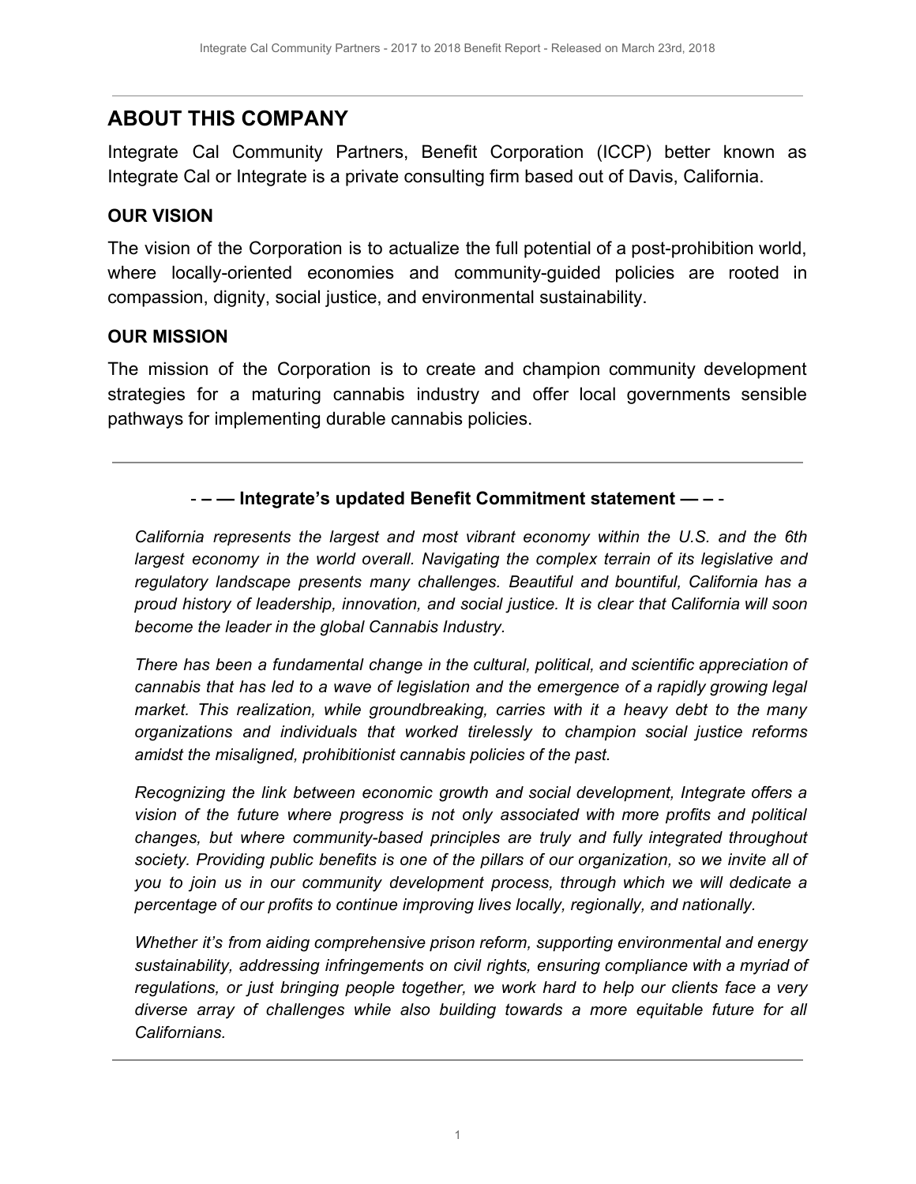## ABOUT THIS COMPANY

Integrate Cal Community Partners, Benefit Corporation (ICCP) better known as Integrate Cal or Integrate is a private consulting firm based out of Davis, California.

### OUR VISION

The vision of the Corporation is to actualize the full potential of a post-prohibition world, where locally-oriented economies and community-guided policies are rooted in compassion, dignity, social justice, and environmental sustainability.

### OUR MISSION

The mission of the Corporation is to create and champion community development strategies for a maturing cannabis industry and offer local governments sensible pathways for implementing durable cannabis policies.

---

**- – — Integrate's updated Benefit Commitment statement — – -**

*California represents the largest and most vibrant economy within the U.S. and the 6th largest economy in the world overall. Navigating the complex terrain of its legislative and regulatory landscape presents many challenges. Beautiful and bountiful, California has a proud history of leadership, innovation, and social justice. It is clear that California will soon become the leader in the global Cannabis Industry.*

*There has been a fundamental change in the cultural, political, and scientific appreciation of cannabis that has led to a wave of legislation and the emergence of a rapidly growing legal market. This realization, while groundbreaking, carries with it a heavy debt to the many organizations and individuals that worked tirelessly to champion social justice reforms amidst the misaligned, prohibitionist cannabis policies of the past.*

*Recognizing the link between economic growth and social development, Integrate offers a vision of the future where progress is not only associated with more profits and political changes, but where community-based principles are truly and fully integrated throughout society. Providing public benefits is one of the pillars of our organization, so we invite all of you to join us in our community development process, through which we will dedicate a percentage of our profits to continue improving lives locally, regionally, and nationally.*

*Whether it's from aiding comprehensive prison reform, supporting environmental and energy sustainability, addressing infringements on civil rights, ensuring compliance with a myriad of regulations, or just bringing people together, we work hard to help our clients face a very diverse array of challenges while also building towards a more equitable future for all Californians.*

---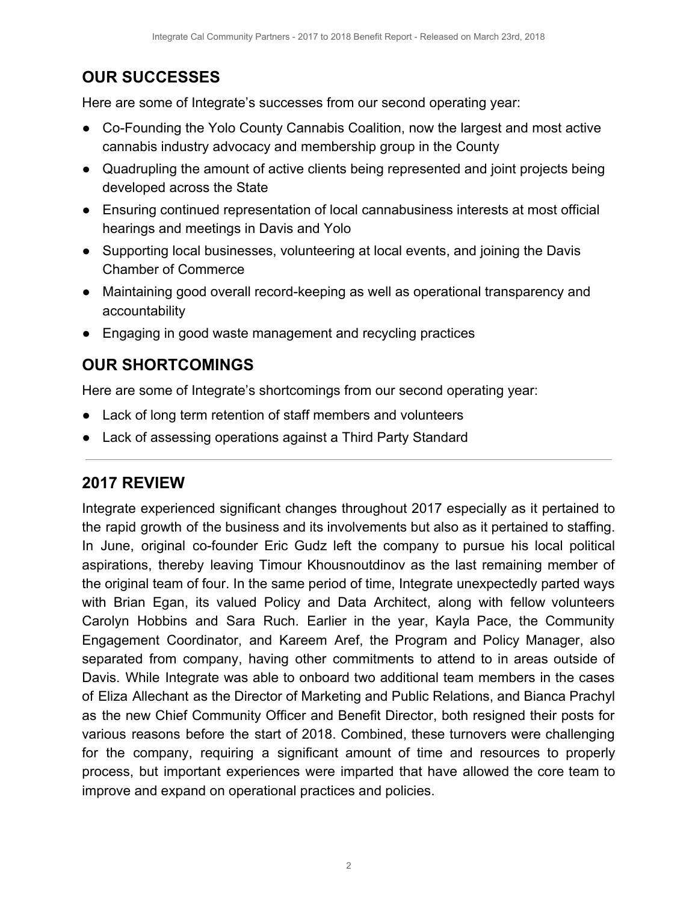## OUR SUCCESSES

Here are some of Integrate's successes from our second operating year:

- Co-Founding the Yolo County Cannabis Coalition, now the largest and most active cannabis industry advocacy and membership group in the County
- Quadrupling the amount of active clients being represented and joint projects being developed across the State
- Ensuring continued representation of local cannabusiness interests at most official hearings and meetings in Davis and Yolo
- Supporting local businesses, volunteering at local events, and joining the Davis Chamber of Commerce
- Maintaining good overall record-keeping as well as operational transparency and accountability
- Engaging in good waste management and recycling practices

## OUR SHORTCOMINGS

Here are some of Integrate's shortcomings from our second operating year:

- Lack of long term retention of staff members and volunteers
- Lack of assessing operations against a Third Party Standard

---

## 2017 REVIEW

Integrate experienced significant changes throughout 2017 especially as it pertained to the rapid growth of the business and its involvements but also as it pertained to staffing. In June, original co-founder Eric Gudz left the company to pursue his local political aspirations, thereby leaving Timour Khousnoutdinov as the last remaining member of the original team of four. In the same period of time, Integrate unexpectedly parted ways with Brian Egan, its valued Policy and Data Architect, along with fellow volunteers Carolyn Hobbins and Sara Ruch. Earlier in the year, Kayla Pace, the Community Engagement Coordinator, and Kareem Aref, the Program and Policy Manager, also separated from company, having other commitments to attend to in areas outside of Davis. While Integrate was able to onboard two additional team members in the cases of Eliza Allechant as the Director of Marketing and Public Relations, and Bianca Prachyl as the new Chief Community Officer and Benefit Director, both resigned their posts for various reasons before the start of 2018. Combined, these turnovers were challenging for the company, requiring a significant amount of time and resources to properly process, but important experiences were imparted that have allowed the core team to improve and expand on operational practices and policies.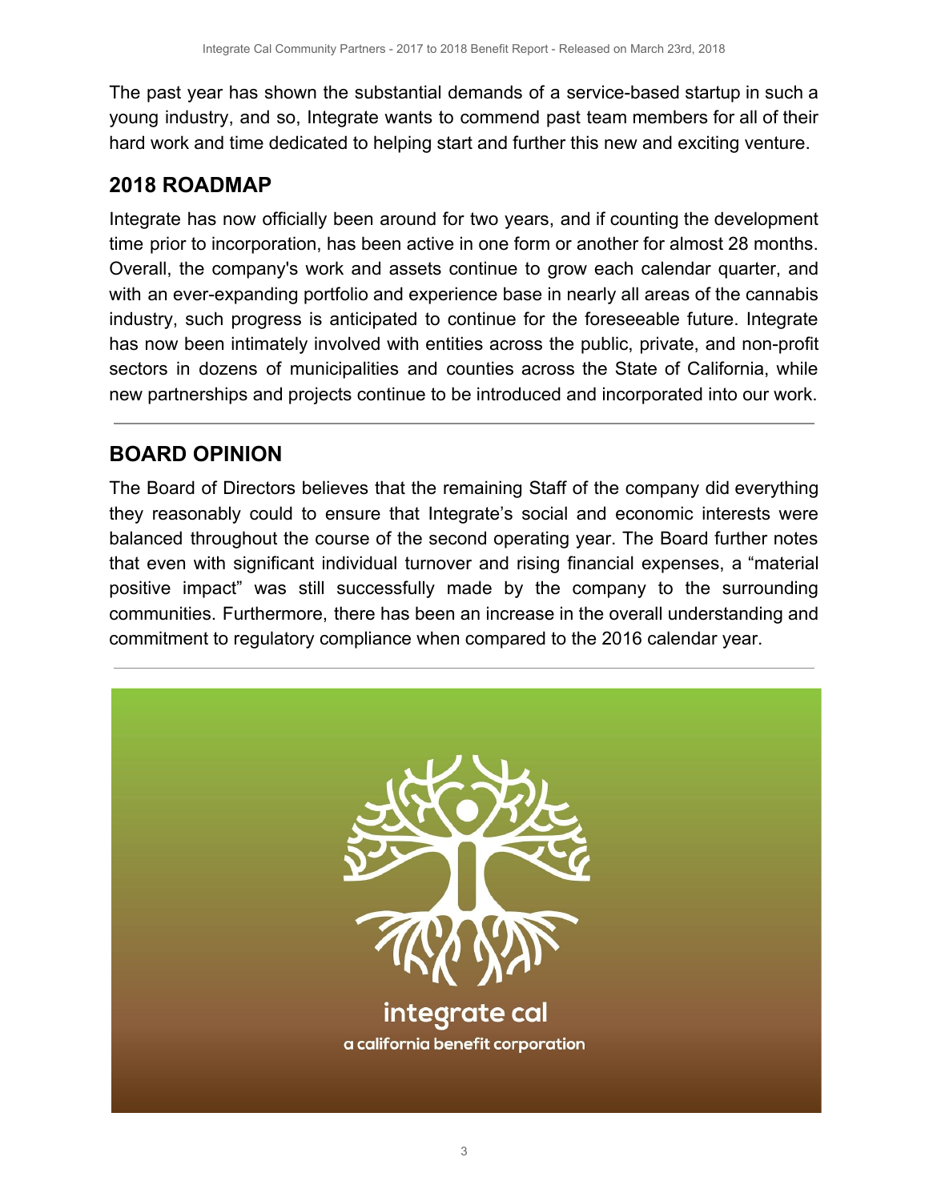The past year has shown the substantial demands of a service-based startup in such a young industry, and so, Integrate wants to commend past team members for all of their hard work and time dedicated to helping start and further this new and exciting venture.

## 2018 ROADMAP

Integrate has now officially been around for two years, and if counting the development time prior to incorporation, has been active in one form or another for almost 28 months. Overall, the company's work and assets continue to grow each calendar quarter, and with an ever-expanding portfolio and experience base in nearly all areas of the cannabis industry, such progress is anticipated to continue for the foreseeable future. Integrate has now been intimately involved with entities across the public, private, and non-profit sectors in dozens of municipalities and counties across the State of California, while new partnerships and projects continue to be introduced and incorporated into our work.

---

## BOARD OPINION

The Board of Directors believes that the remaining Staff of the company did everything they reasonably could to ensure that Integrate's social and economic interests were balanced throughout the course of the second operating year. The Board further notes that even with significant individual turnover and rising financial expenses, a "material positive impact" was still successfully made by the company to the surrounding communities. Furthermore, there has been an increase in the overall understanding and commitment to regulatory compliance when compared to the 2016 calendar year.

---

integrate cal

a california benefit corporation